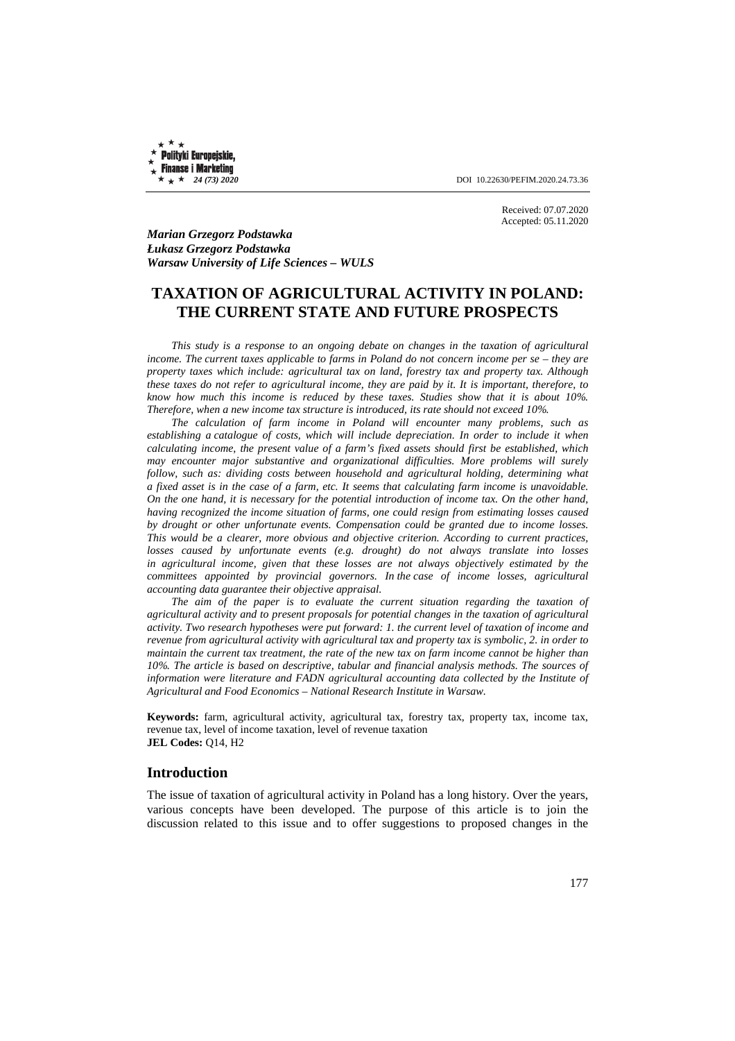Received: 07.07.2020
Accepted: 05.11.2020

***Marian Grzegorz Podstawka***
***Łukasz Grzegorz Podstawka***
***Warsaw University of Life Sciences – WULS***

# TAXATION OF AGRICULTURAL ACTIVITY IN POLAND: THE CURRENT STATE AND FUTURE PROSPECTS

*This study is a response to an ongoing debate on changes in the taxation of agricultural income. The current taxes applicable to farms in Poland do not concern income per se – they are property taxes which include: agricultural tax on land, forestry tax and property tax. Although these taxes do not refer to agricultural income, they are paid by it. It is important, therefore, to know how much this income is reduced by these taxes. Studies show that it is about 10%. Therefore, when a new income tax structure is introduced, its rate should not exceed 10%.*

*The calculation of farm income in Poland will encounter many problems, such as establishing a catalogue of costs, which will include depreciation. In order to include it when calculating income, the present value of a farm's fixed assets should first be established, which may encounter major substantive and organizational difficulties. More problems will surely follow, such as: dividing costs between household and agricultural holding, determining what a fixed asset is in the case of a farm, etc. It seems that calculating farm income is unavoidable. On the one hand, it is necessary for the potential introduction of income tax. On the other hand, having recognized the income situation of farms, one could resign from estimating losses caused by drought or other unfortunate events. Compensation could be granted due to income losses. This would be a clearer, more obvious and objective criterion. According to current practices, losses caused by unfortunate events (e.g. drought) do not always translate into losses in agricultural income, given that these losses are not always objectively estimated by the committees appointed by provincial governors. In the case of income losses, agricultural accounting data guarantee their objective appraisal.*

*The aim of the paper is to evaluate the current situation regarding the taxation of agricultural activity and to present proposals for potential changes in the taxation of agricultural activity. Two research hypotheses were put forward: 1. the current level of taxation of income and revenue from agricultural activity with agricultural tax and property tax is symbolic, 2. in order to maintain the current tax treatment, the rate of the new tax on farm income cannot be higher than 10%. The article is based on descriptive, tabular and financial analysis methods. The sources of information were literature and FADN agricultural accounting data collected by the Institute of Agricultural and Food Economics – National Research Institute in Warsaw.*

**Keywords:** farm, agricultural activity, agricultural tax, forestry tax, property tax, income tax, revenue tax, level of income taxation, level of revenue taxation
**JEL Codes:** Q14, H2

## Introduction

The issue of taxation of agricultural activity in Poland has a long history. Over the years, various concepts have been developed. The purpose of this article is to join the discussion related to this issue and to offer suggestions to proposed changes in the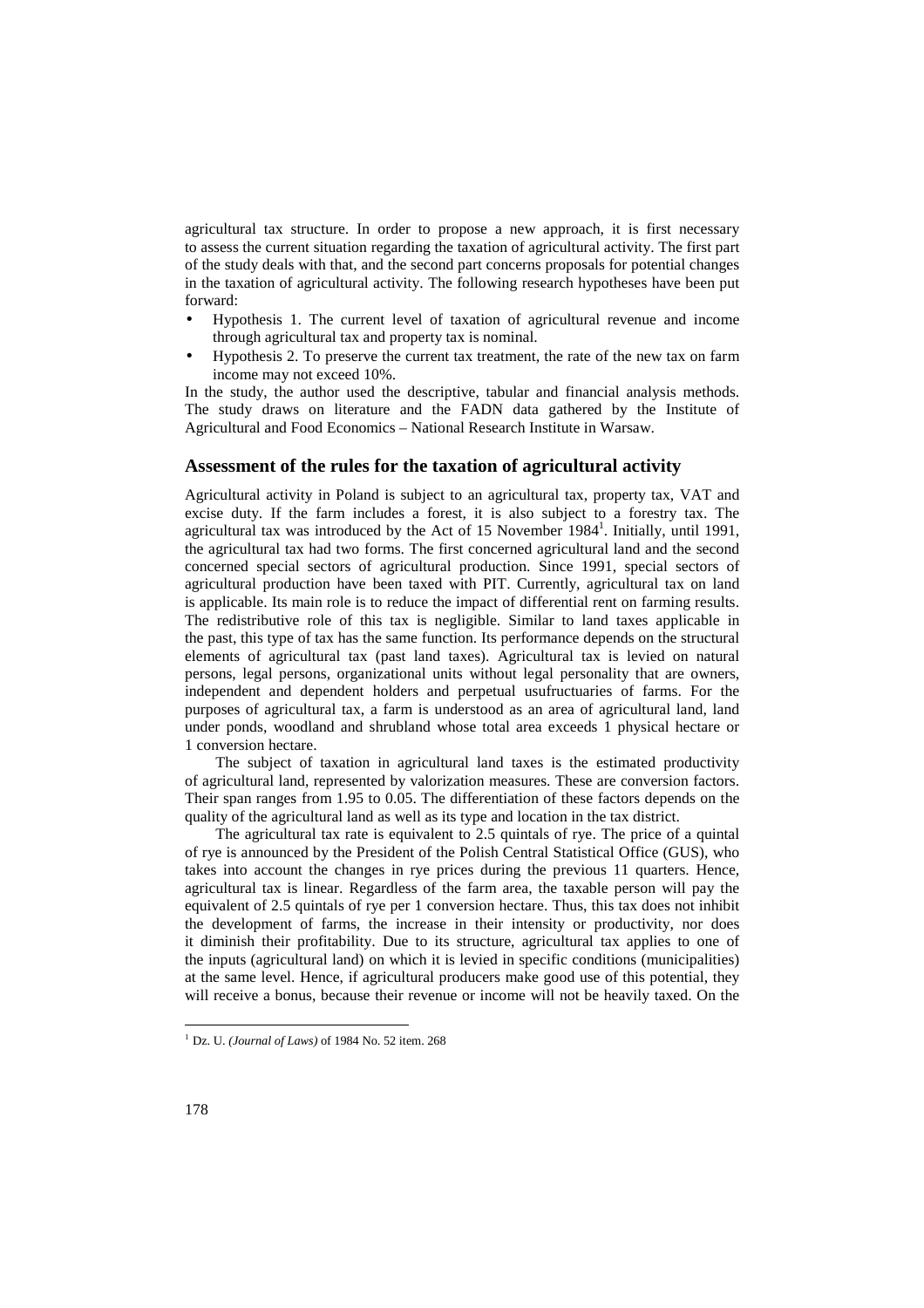agricultural tax structure. In order to propose a new approach, it is first necessary to assess the current situation regarding the taxation of agricultural activity. The first part of the study deals with that, and the second part concerns proposals for potential changes in the taxation of agricultural activity. The following research hypotheses have been put forward:

- Hypothesis 1. The current level of taxation of agricultural revenue and income through agricultural tax and property tax is nominal.
- Hypothesis 2. To preserve the current tax treatment, the rate of the new tax on farm income may not exceed 10%.

In the study, the author used the descriptive, tabular and financial analysis methods. The study draws on literature and the FADN data gathered by the Institute of Agricultural and Food Economics – National Research Institute in Warsaw.

## Assessment of the rules for the taxation of agricultural activity

Agricultural activity in Poland is subject to an agricultural tax, property tax, VAT and excise duty. If the farm includes a forest, it is also subject to a forestry tax. The agricultural tax was introduced by the Act of 15 November 1984[1]. Initially, until 1991, the agricultural tax had two forms. The first concerned agricultural land and the second concerned special sectors of agricultural production. Since 1991, special sectors of agricultural production have been taxed with PIT. Currently, agricultural tax on land is applicable. Its main role is to reduce the impact of differential rent on farming results. The redistributive role of this tax is negligible. Similar to land taxes applicable in the past, this type of tax has the same function. Its performance depends on the structural elements of agricultural tax (past land taxes). Agricultural tax is levied on natural persons, legal persons, organizational units without legal personality that are owners, independent and dependent holders and perpetual usufructuaries of farms. For the purposes of agricultural tax, a farm is understood as an area of agricultural land, land under ponds, woodland and shrubland whose total area exceeds 1 physical hectare or 1 conversion hectare.

The subject of taxation in agricultural land taxes is the estimated productivity of agricultural land, represented by valorization measures. These are conversion factors. Their span ranges from 1.95 to 0.05. The differentiation of these factors depends on the quality of the agricultural land as well as its type and location in the tax district.

The agricultural tax rate is equivalent to 2.5 quintals of rye. The price of a quintal of rye is announced by the President of the Polish Central Statistical Office (GUS), who takes into account the changes in rye prices during the previous 11 quarters. Hence, agricultural tax is linear. Regardless of the farm area, the taxable person will pay the equivalent of 2.5 quintals of rye per 1 conversion hectare. Thus, this tax does not inhibit the development of farms, the increase in their intensity or productivity, nor does it diminish their profitability. Due to its structure, agricultural tax applies to one of the inputs (agricultural land) on which it is levied in specific conditions (municipalities) at the same level. Hence, if agricultural producers make good use of this potential, they will receive a bonus, because their revenue or income will not be heavily taxed. On the

[1] Dz. U. *(Journal of Laws)* of 1984 No. 52 item. 268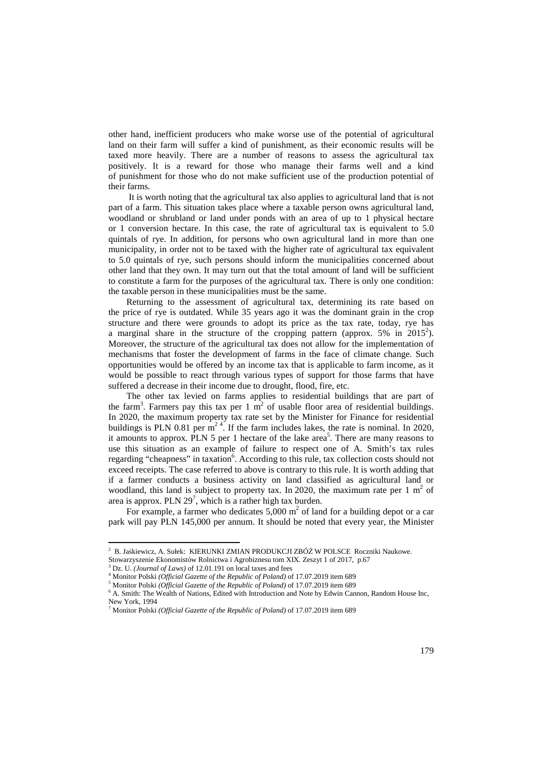other hand, inefficient producers who make worse use of the potential of agricultural land on their farm will suffer a kind of punishment, as their economic results will be taxed more heavily. There are a number of reasons to assess the agricultural tax positively. It is a reward for those who manage their farms well and a kind of punishment for those who do not make sufficient use of the production potential of their farms.

It is worth noting that the agricultural tax also applies to agricultural land that is not part of a farm. This situation takes place where a taxable person owns agricultural land, woodland or shrubland or land under ponds with an area of up to 1 physical hectare or 1 conversion hectare. In this case, the rate of agricultural tax is equivalent to 5.0 quintals of rye. In addition, for persons who own agricultural land in more than one municipality, in order not to be taxed with the higher rate of agricultural tax equivalent to 5.0 quintals of rye, such persons should inform the municipalities concerned about other land that they own. It may turn out that the total amount of land will be sufficient to constitute a farm for the purposes of the agricultural tax. There is only one condition: the taxable person in these municipalities must be the same.

Returning to the assessment of agricultural tax, determining its rate based on the price of rye is outdated. While 35 years ago it was the dominant grain in the crop structure and there were grounds to adopt its price as the tax rate, today, rye has a marginal share in the structure of the cropping pattern (approx. 5% in 2015[2]). Moreover, the structure of the agricultural tax does not allow for the implementation of mechanisms that foster the development of farms in the face of climate change. Such opportunities would be offered by an income tax that is applicable to farm income, as it would be possible to react through various types of support for those farms that have suffered a decrease in their income due to drought, flood, fire, etc.

The other tax levied on farms applies to residential buildings that are part of the farm[3]. Farmers pay this tax per 1 $m^2$ of usable floor area of residential buildings. In 2020, the maximum property tax rate set by the Minister for Finance for residential buildings is PLN 0.81 per $m^2$ [4]. If the farm includes lakes, the rate is nominal. In 2020, it amounts to approx. PLN 5 per 1 hectare of the lake area[5]. There are many reasons to use this situation as an example of failure to respect one of A. Smith's tax rules regarding "cheapness" in taxation[6]. According to this rule, tax collection costs should not exceed receipts. The case referred to above is contrary to this rule. It is worth adding that if a farmer conducts a business activity on land classified as agricultural land or woodland, this land is subject to property tax. In 2020, the maximum rate per 1 $m^2$ of area is approx. PLN 29[7], which is a rather high tax burden.

For example, a farmer who dedicates 5,000 $m^2$ of land for a building depot or a car park will pay PLN 145,000 per annum. It should be noted that every year, the Minister

---

[2] B. Jaśkiewicz, A. Sułek: KIERUNKI ZMIAN PRODUKCJI ZBÓŻ W POLSCE Roczniki Naukowe. Stowarzyszenie Ekonomistów Rolnictwa i Agrobiznesu tom XIX. Zeszyt 1 of 2017, p.67

[3] Dz. U. *(Journal of Laws)* of 12.01.191 on local taxes and fees

[4] Monitor Polski *(Official Gazette of the Republic of Poland)* of 17.07.2019 item 689

[5] Monitor Polski *(Official Gazette of the Republic of Poland)* of 17.07.2019 item 689

[6] A. Smith: The Wealth of Nations, Edited with Introduction and Note by Edwin Cannon, Random House Inc, New York, 1994

[7] Monitor Polski *(Official Gazette of the Republic of Poland)* of 17.07.2019 item 689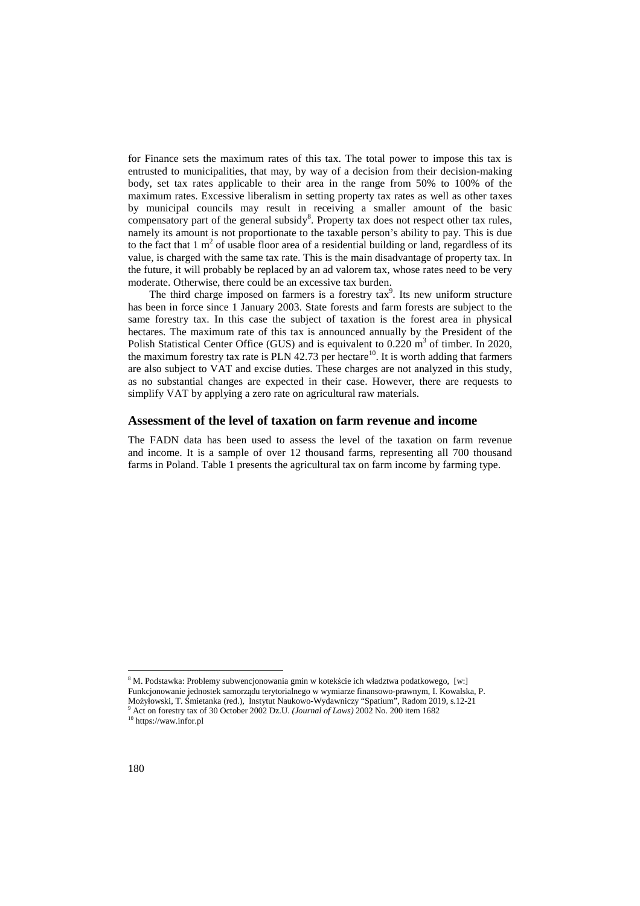for Finance sets the maximum rates of this tax. The total power to impose this tax is entrusted to municipalities, that may, by way of a decision from their decision-making body, set tax rates applicable to their area in the range from 50% to 100% of the maximum rates. Excessive liberalism in setting property tax rates as well as other taxes by municipal councils may result in receiving a smaller amount of the basic compensatory part of the general subsidy[8]. Property tax does not respect other tax rules, namely its amount is not proportionate to the taxable person's ability to pay. This is due to the fact that 1 $m^2$ of usable floor area of a residential building or land, regardless of its value, is charged with the same tax rate. This is the main disadvantage of property tax. In the future, it will probably be replaced by an ad valorem tax, whose rates need to be very moderate. Otherwise, there could be an excessive tax burden.

The third charge imposed on farmers is a forestry tax[9]. Its new uniform structure has been in force since 1 January 2003. State forests and farm forests are subject to the same forestry tax. In this case the subject of taxation is the forest area in physical hectares. The maximum rate of this tax is announced annually by the President of the Polish Statistical Center Office (GUS) and is equivalent to 0.220 $m^3$ of timber. In 2020, the maximum forestry tax rate is PLN 42.73 per hectare[10]. It is worth adding that farmers are also subject to VAT and excise duties. These charges are not analyzed in this study, as no substantial changes are expected in their case. However, there are requests to simplify VAT by applying a zero rate on agricultural raw materials.

## Assessment of the level of taxation on farm revenue and income

The FADN data has been used to assess the level of the taxation on farm revenue and income. It is a sample of over 12 thousand farms, representing all 700 thousand farms in Poland. Table 1 presents the agricultural tax on farm income by farming type.

---

[8] M. Podstawka: Problemy subwencjonowania gmin w kotekście ich władztwa podatkowego, [w:] Funkcjonowanie jednostek samorządu terytorialnego w wymiarze finansowo-prawnym, I. Kowalska, P. Możyłowski, T. Śmietanka (red.), Instytut Naukowo-Wydawniczy "Spatium", Radom 2019, s.12-21

[9] Act on forestry tax of 30 October 2002 Dz.U. *(Journal of Laws)* 2002 No. 200 item 1682

[10] https://waw.infor.pl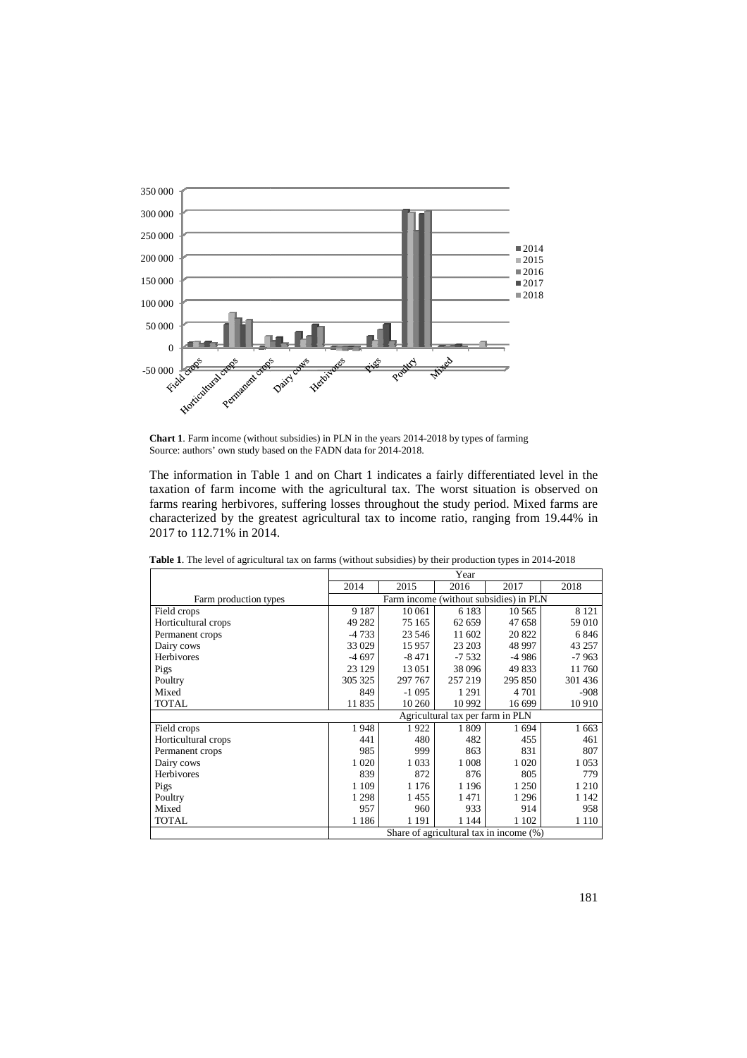**Chart 1**. Farm income (without subsidies) in PLN in the years 2014-2018 by types of farming
Source: authors' own study based on the FADN data for 2014-2018.

The information in Table 1 and on Chart 1 indicates a fairly differentiated level in the taxation of farm income with the agricultural tax. The worst situation is observed on farms rearing herbivores, suffering losses throughout the study period. Mixed farms are characterized by the greatest agricultural tax to income ratio, ranging from 19.44% in 2017 to 112.71% in 2014.

**Table 1**. The level of agricultural tax on farms (without subsidies) by their production types in 2014-2018

| | Year | | | | |
|---|---|---|---|---|---|
| | 2014 | 2015 | 2016 | 2017 | 2018 |
| Farm production types | Farm income (without subsidies) in PLN | | | | |
| Field crops | 9 187 | 10 061 | 6 183 | 10 565 | 8 121 |
| Horticultural crops | 49 282 | 75 165 | 62 659 | 47 658 | 59 010 |
| Permanent crops | -4 733 | 23 546 | 11 602 | 20 822 | 6 846 |
| Dairy cows | 33 029 | 15 957 | 23 203 | 48 997 | 43 257 |
| Herbivores | -4 697 | -8 471 | -7 532 | -4 986 | -7 963 |
| Pigs | 23 129 | 13 051 | 38 096 | 49 833 | 11 760 |
| Poultry | 305 325 | 297 767 | 257 219 | 295 850 | 301 436 |
| Mixed | 849 | -1 095 | 1 291 | 4 701 | -908 |
| TOTAL | 11 835 | 10 260 | 10 992 | 16 699 | 10 910 |
| | Agricultural tax per farm in PLN | | | | |
| Field crops | 1 948 | 1 922 | 1 809 | 1 694 | 1 663 |
| Horticultural crops | 441 | 480 | 482 | 455 | 461 |
| Permanent crops | 985 | 999 | 863 | 831 | 807 |
| Dairy cows | 1 020 | 1 033 | 1 008 | 1 020 | 1 053 |
| Herbivores | 839 | 872 | 876 | 805 | 779 |
| Pigs | 1 109 | 1 176 | 1 196 | 1 250 | 1 210 |
| Poultry | 1 298 | 1 455 | 1 471 | 1 296 | 1 142 |
| Mixed | 957 | 960 | 933 | 914 | 958 |
| TOTAL | 1 186 | 1 191 | 1 144 | 1 102 | 1 110 |
| | Share of agricultural tax in income (%) | | | | |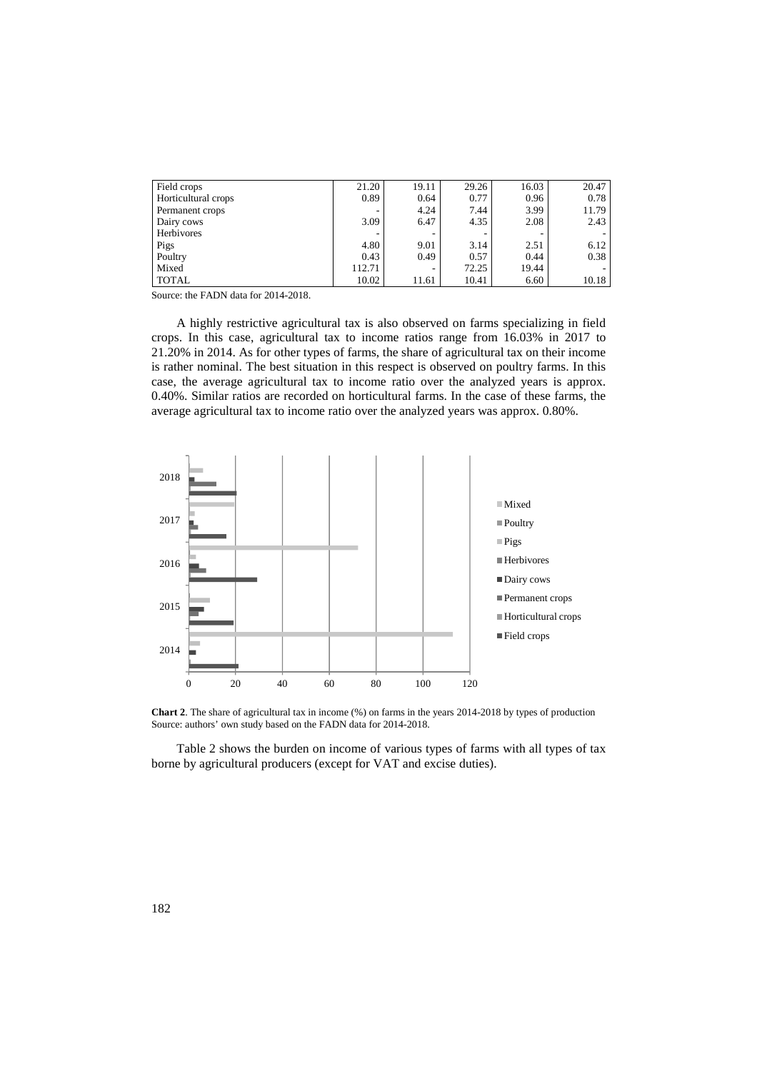| | | | | | |
|---|---|---|---|---|---|
| Field crops | 21.20 | 19.11 | 29.26 | 16.03 | 20.47 |
| Horticultural crops | 0.89 | 0.64 | 0.77 | 0.96 | 0.78 |
| Permanent crops | - | 4.24 | 7.44 | 3.99 | 11.79 |
| Dairy cows | 3.09 | 6.47 | 4.35 | 2.08 | 2.43 |
| Herbivores | - | - | - | - | - |
| Pigs | 4.80 | 9.01 | 3.14 | 2.51 | 6.12 |
| Poultry | 0.43 | 0.49 | 0.57 | 0.44 | 0.38 |
| Mixed | 112.71 | - | 72.25 | 19.44 | - |
| TOTAL | 10.02 | 11.61 | 10.41 | 6.60 | 10.18 |

Source: the FADN data for 2014-2018.

A highly restrictive agricultural tax is also observed on farms specializing in field crops. In this case, agricultural tax to income ratios range from 16.03% in 2017 to 21.20% in 2014. As for other types of farms, the share of agricultural tax on their income is rather nominal. The best situation in this respect is observed on poultry farms. In this case, the average agricultural tax to income ratio over the analyzed years is approx. 0.40%. Similar ratios are recorded on horticultural farms. In the case of these farms, the average agricultural tax to income ratio over the analyzed years was approx. 0.80%.

**Chart 2**. The share of agricultural tax in income (%) on farms in the years 2014-2018 by types of production
Source: authors' own study based on the FADN data for 2014-2018.

Table 2 shows the burden on income of various types of farms with all types of tax borne by agricultural producers (except for VAT and excise duties).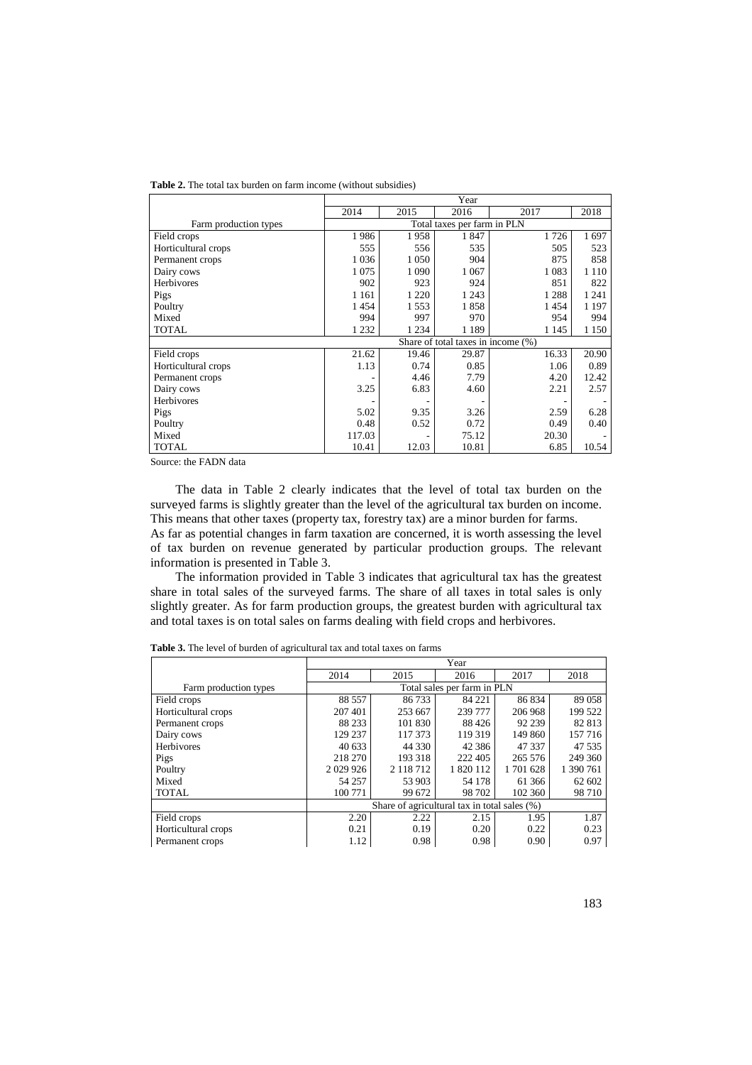**Table 2.** The total tax burden on farm income (without subsidies)

| | Year | | | | |
|---|---|---|---|---|---|
| | 2014 | 2015 | 2016 | 2017 | 2018 |
| Farm production types | Total taxes per farm in PLN | | | | |
| Field crops | 1 986 | 1 958 | 1 847 | 1 726 | 1 697 |
| Horticultural crops | 555 | 556 | 535 | 505 | 523 |
| Permanent crops | 1 036 | 1 050 | 904 | 875 | 858 |
| Dairy cows | 1 075 | 1 090 | 1 067 | 1 083 | 1 110 |
| Herbivores | 902 | 923 | 924 | 851 | 822 |
| Pigs | 1 161 | 1 220 | 1 243 | 1 288 | 1 241 |
| Poultry | 1 454 | 1 553 | 1 858 | 1 454 | 1 197 |
| Mixed | 994 | 997 | 970 | 954 | 994 |
| TOTAL | 1 232 | 1 234 | 1 189 | 1 145 | 1 150 |
| | Share of total taxes in income (%) | | | | |
| Field crops | 21.62 | 19.46 | 29.87 | 16.33 | 20.90 |
| Horticultural crops | 1.13 | 0.74 | 0.85 | 1.06 | 0.89 |
| Permanent crops | - | 4.46 | 7.79 | 4.20 | 12.42 |
| Dairy cows | 3.25 | 6.83 | 4.60 | 2.21 | 2.57 |
| Herbivores | - | - | - | - | - |
| Pigs | 5.02 | 9.35 | 3.26 | 2.59 | 6.28 |
| Poultry | 0.48 | 0.52 | 0.72 | 0.49 | 0.40 |
| Mixed | 117.03 | - | 75.12 | 20.30 | - |
| TOTAL | 10.41 | 12.03 | 10.81 | 6.85 | 10.54 |

Source: the FADN data

The data in Table 2 clearly indicates that the level of total tax burden on the surveyed farms is slightly greater than the level of the agricultural tax burden on income. This means that other taxes (property tax, forestry tax) are a minor burden for farms.
As far as potential changes in farm taxation are concerned, it is worth assessing the level of tax burden on revenue generated by particular production groups. The relevant information is presented in Table 3.

The information provided in Table 3 indicates that agricultural tax has the greatest share in total sales of the surveyed farms. The share of all taxes in total sales is only slightly greater. As for farm production groups, the greatest burden with agricultural tax and total taxes is on total sales on farms dealing with field crops and herbivores.

**Table 3.** The level of burden of agricultural tax and total taxes on farms

| | Year | | | | |
|---|---|---|---|---|---|
| | 2014 | 2015 | 2016 | 2017 | 2018 |
| Farm production types | Total sales per farm in PLN | | | | |
| Field crops | 88 557 | 86 733 | 84 221 | 86 834 | 89 058 |
| Horticultural crops | 207 401 | 253 667 | 239 777 | 206 968 | 199 522 |
| Permanent crops | 88 233 | 101 830 | 88 426 | 92 239 | 82 813 |
| Dairy cows | 129 237 | 117 373 | 119 319 | 149 860 | 157 716 |
| Herbivores | 40 633 | 44 330 | 42 386 | 47 337 | 47 535 |
| Pigs | 218 270 | 193 318 | 222 405 | 265 576 | 249 360 |
| Poultry | 2 029 926 | 2 118 712 | 1 820 112 | 1 701 628 | 1 390 761 |
| Mixed | 54 257 | 53 903 | 54 178 | 61 366 | 62 602 |
| TOTAL | 100 771 | 99 672 | 98 702 | 102 360 | 98 710 |
| | Share of agricultural tax in total sales (%) | | | | |
| Field crops | 2.20 | 2.22 | 2.15 | 1.95 | 1.87 |
| Horticultural crops | 0.21 | 0.19 | 0.20 | 0.22 | 0.23 |
| Permanent crops | 1.12 | 0.98 | 0.98 | 0.90 | 0.97 |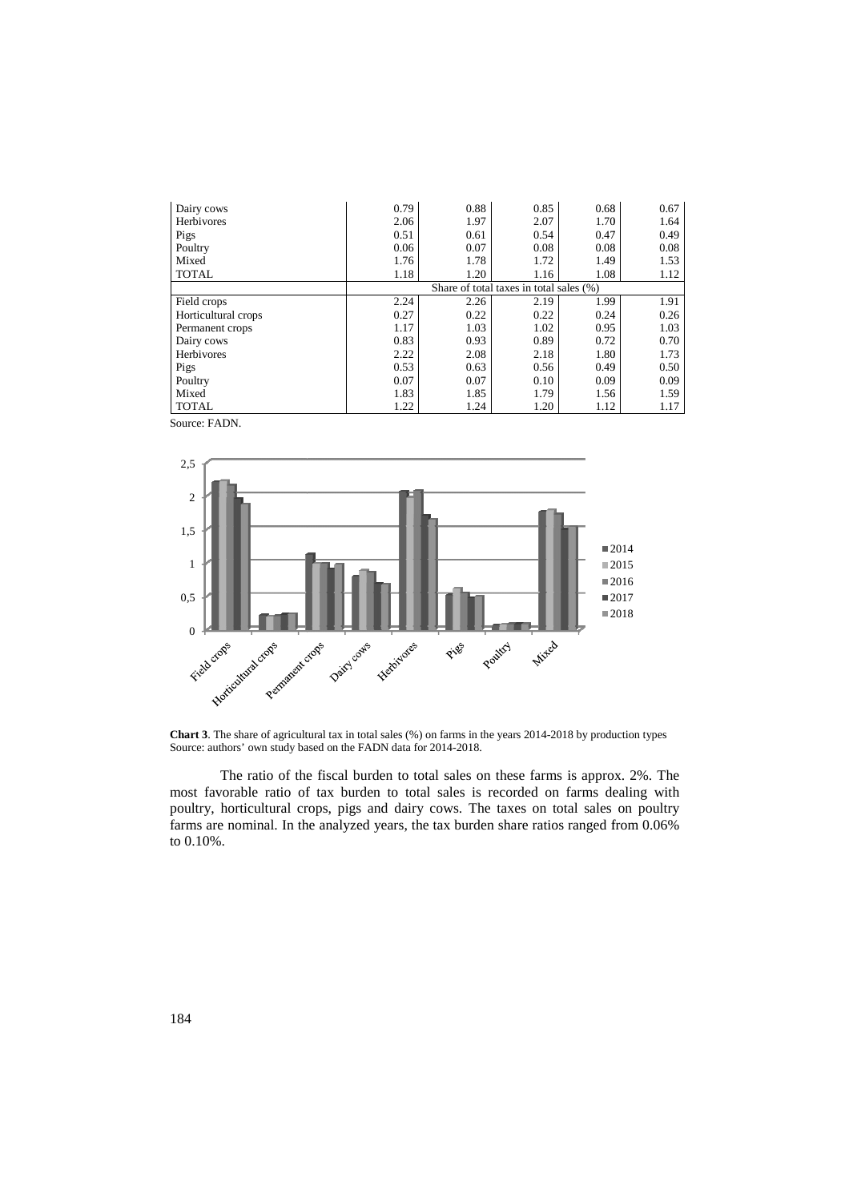| | | | | | |
|---|---|---|---|---|---|
| Dairy cows | 0.79 | 0.88 | 0.85 | 0.68 | 0.67 |
| Herbivores | 2.06 | 1.97 | 2.07 | 1.70 | 1.64 |
| Pigs | 0.51 | 0.61 | 0.54 | 0.47 | 0.49 |
| Poultry | 0.06 | 0.07 | 0.08 | 0.08 | 0.08 |
| Mixed | 1.76 | 1.78 | 1.72 | 1.49 | 1.53 |
| TOTAL | 1.18 | 1.20 | 1.16 | 1.08 | 1.12 |
| | Share of total taxes in total sales (%) | | | | |
| Field crops | 2.24 | 2.26 | 2.19 | 1.99 | 1.91 |
| Horticultural crops | 0.27 | 0.22 | 0.22 | 0.24 | 0.26 |
| Permanent crops | 1.17 | 1.03 | 1.02 | 0.95 | 1.03 |
| Dairy cows | 0.83 | 0.93 | 0.89 | 0.72 | 0.70 |
| Herbivores | 2.22 | 2.08 | 2.18 | 1.80 | 1.73 |
| Pigs | 0.53 | 0.63 | 0.56 | 0.49 | 0.50 |
| Poultry | 0.07 | 0.07 | 0.10 | 0.09 | 0.09 |
| Mixed | 1.83 | 1.85 | 1.79 | 1.56 | 1.59 |
| TOTAL | 1.22 | 1.24 | 1.20 | 1.12 | 1.17 |

Source: FADN.

**Chart 3**. The share of agricultural tax in total sales (%) on farms in the years 2014-2018 by production types
Source: authors' own study based on the FADN data for 2014-2018.

The ratio of the fiscal burden to total sales on these farms is approx. 2%. The most favorable ratio of tax burden to total sales is recorded on farms dealing with poultry, horticultural crops, pigs and dairy cows. The taxes on total sales on poultry farms are nominal. In the analyzed years, the tax burden share ratios ranged from 0.06% to 0.10%.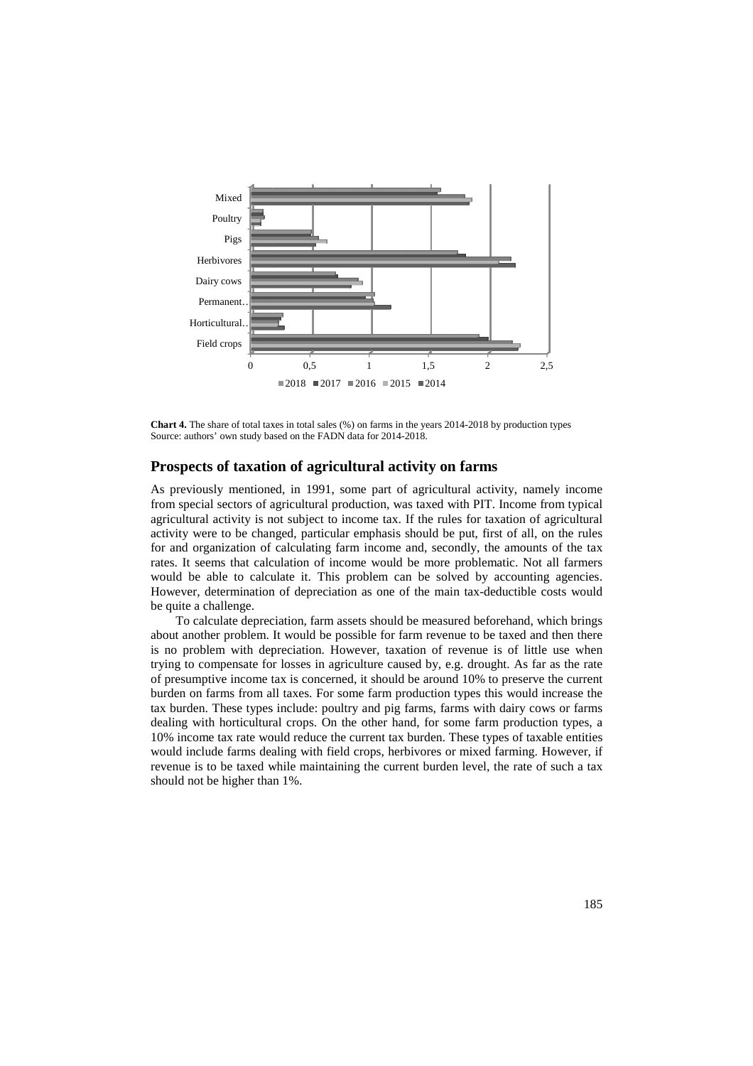**Chart 4.** The share of total taxes in total sales (%) on farms in the years 2014-2018 by production types
Source: authors' own study based on the FADN data for 2014-2018.

## Prospects of taxation of agricultural activity on farms

As previously mentioned, in 1991, some part of agricultural activity, namely income from special sectors of agricultural production, was taxed with PIT. Income from typical agricultural activity is not subject to income tax. If the rules for taxation of agricultural activity were to be changed, particular emphasis should be put, first of all, on the rules for and organization of calculating farm income and, secondly, the amounts of the tax rates. It seems that calculation of income would be more problematic. Not all farmers would be able to calculate it. This problem can be solved by accounting agencies. However, determination of depreciation as one of the main tax-deductible costs would be quite a challenge.

To calculate depreciation, farm assets should be measured beforehand, which brings about another problem. It would be possible for farm revenue to be taxed and then there is no problem with depreciation. However, taxation of revenue is of little use when trying to compensate for losses in agriculture caused by, e.g. drought. As far as the rate of presumptive income tax is concerned, it should be around 10% to preserve the current burden on farms from all taxes. For some farm production types this would increase the tax burden. These types include: poultry and pig farms, farms with dairy cows or farms dealing with horticultural crops. On the other hand, for some farm production types, a 10% income tax rate would reduce the current tax burden. These types of taxable entities would include farms dealing with field crops, herbivores or mixed farming. However, if revenue is to be taxed while maintaining the current burden level, the rate of such a tax should not be higher than 1%.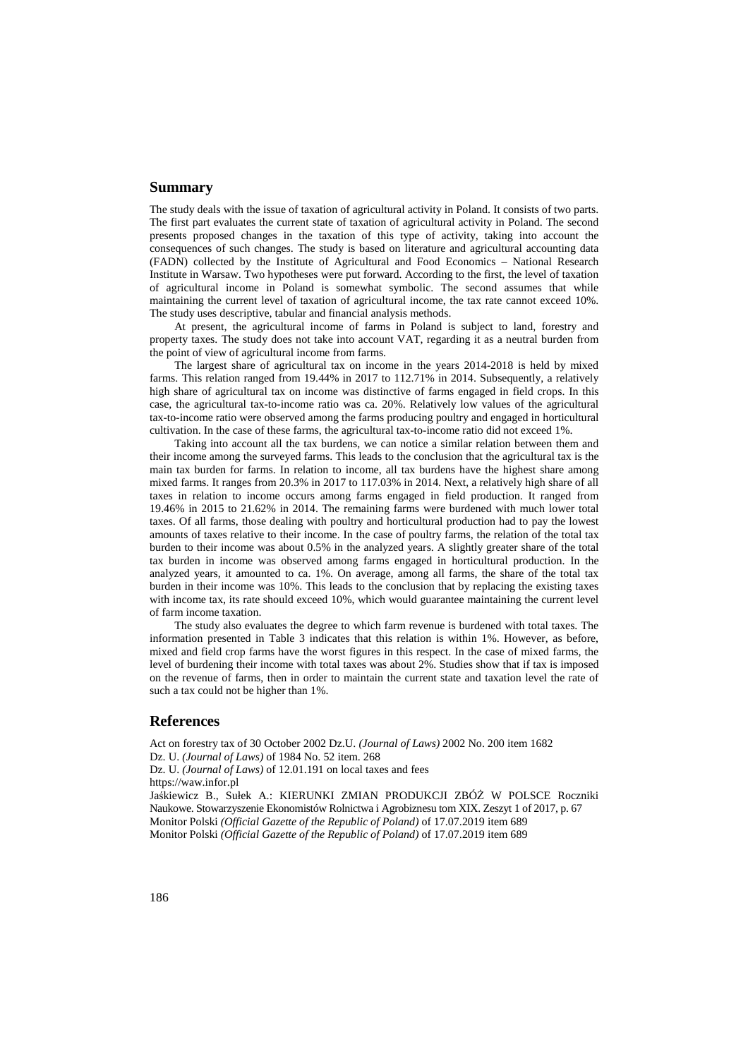## Summary

The study deals with the issue of taxation of agricultural activity in Poland. It consists of two parts. The first part evaluates the current state of taxation of agricultural activity in Poland. The second presents proposed changes in the taxation of this type of activity, taking into account the consequences of such changes. The study is based on literature and agricultural accounting data (FADN) collected by the Institute of Agricultural and Food Economics – National Research Institute in Warsaw. Two hypotheses were put forward. According to the first, the level of taxation of agricultural income in Poland is somewhat symbolic. The second assumes that while maintaining the current level of taxation of agricultural income, the tax rate cannot exceed 10%. The study uses descriptive, tabular and financial analysis methods.

At present, the agricultural income of farms in Poland is subject to land, forestry and property taxes. The study does not take into account VAT, regarding it as a neutral burden from the point of view of agricultural income from farms.

The largest share of agricultural tax on income in the years 2014-2018 is held by mixed farms. This relation ranged from 19.44% in 2017 to 112.71% in 2014. Subsequently, a relatively high share of agricultural tax on income was distinctive of farms engaged in field crops. In this case, the agricultural tax-to-income ratio was ca. 20%. Relatively low values of the agricultural tax-to-income ratio were observed among the farms producing poultry and engaged in horticultural cultivation. In the case of these farms, the agricultural tax-to-income ratio did not exceed 1%.

Taking into account all the tax burdens, we can notice a similar relation between them and their income among the surveyed farms. This leads to the conclusion that the agricultural tax is the main tax burden for farms. In relation to income, all tax burdens have the highest share among mixed farms. It ranges from 20.3% in 2017 to 117.03% in 2014. Next, a relatively high share of all taxes in relation to income occurs among farms engaged in field production. It ranged from 19.46% in 2015 to 21.62% in 2014. The remaining farms were burdened with much lower total taxes. Of all farms, those dealing with poultry and horticultural production had to pay the lowest amounts of taxes relative to their income. In the case of poultry farms, the relation of the total tax burden to their income was about 0.5% in the analyzed years. A slightly greater share of the total tax burden in income was observed among farms engaged in horticultural production. In the analyzed years, it amounted to ca. 1%. On average, among all farms, the share of the total tax burden in their income was 10%. This leads to the conclusion that by replacing the existing taxes with income tax, its rate should exceed 10%, which would guarantee maintaining the current level of farm income taxation.

The study also evaluates the degree to which farm revenue is burdened with total taxes. The information presented in Table 3 indicates that this relation is within 1%. However, as before, mixed and field crop farms have the worst figures in this respect. In the case of mixed farms, the level of burdening their income with total taxes was about 2%. Studies show that if tax is imposed on the revenue of farms, then in order to maintain the current state and taxation level the rate of such a tax could not be higher than 1%.

## References

Act on forestry tax of 30 October 2002 Dz.U. *(Journal of Laws)* 2002 No. 200 item 1682

Dz. U. *(Journal of Laws)* of 1984 No. 52 item. 268

Dz. U. *(Journal of Laws)* of 12.01.191 on local taxes and fees

https://waw.infor.pl

Jaśkiewicz B., Sułek A.: KIERUNKI ZMIAN PRODUKCJI ZBÓŻ W POLSCE Roczniki Naukowe. Stowarzyszenie Ekonomistów Rolnictwa i Agrobiznesu tom XIX. Zeszyt 1 of 2017, p. 67

Monitor Polski *(Official Gazette of the Republic of Poland)* of 17.07.2019 item 689

Monitor Polski *(Official Gazette of the Republic of Poland)* of 17.07.2019 item 689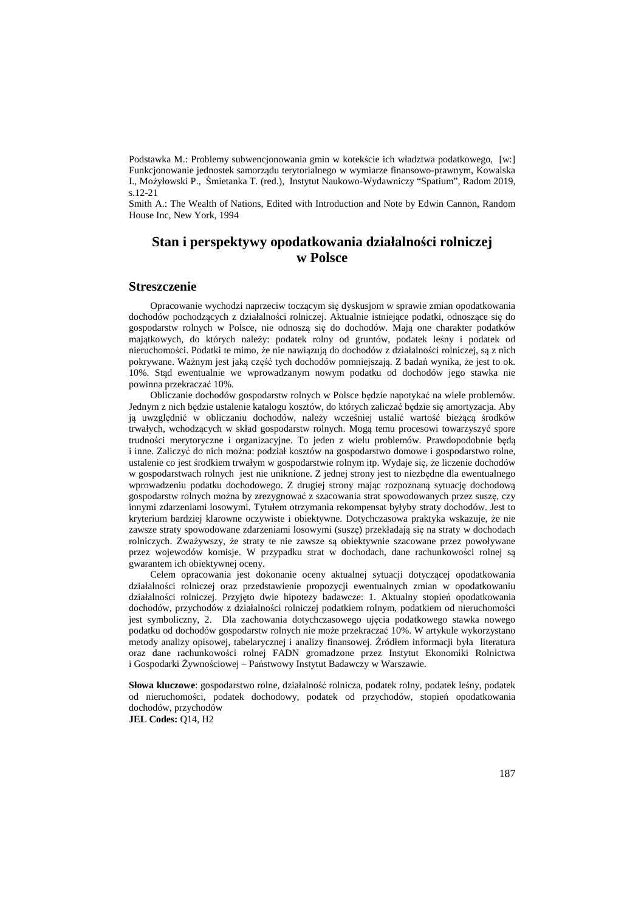Podstawka M.: Problemy subwencjonowania gmin w kotekście ich władztwa podatkowego, [w:] Funkcjonowanie jednostek samorządu terytorialnego w wymiarze finansowo-prawnym, Kowalska I., Możyłowski P., Śmietanka T. (red.), Instytut Naukowo-Wydawniczy "Spatium", Radom 2019, s.12-21

Smith A.: The Wealth of Nations, Edited with Introduction and Note by Edwin Cannon, Random House Inc, New York, 1994

# Stan i perspektywy opodatkowania działalności rolniczej w Polsce

## Streszczenie

Opracowanie wychodzi naprzeciw toczącym się dyskusjom w sprawie zmian opodatkowania dochodów pochodzących z działalności rolniczej. Aktualnie istniejące podatki, odnoszące się do gospodarstw rolnych w Polsce, nie odnoszą się do dochodów. Mają one charakter podatków majątkowych, do których należy: podatek rolny od gruntów, podatek leśny i podatek od nieruchomości. Podatki te mimo, że nie nawiązują do dochodów z działalności rolniczej, są z nich pokrywane. Ważnym jest jaką część tych dochodów pomniejszają. Z badań wynika, że jest to ok. 10%. Stąd ewentualnie we wprowadzanym nowym podatku od dochodów jego stawka nie powinna przekraczać 10%.

Obliczanie dochodów gospodarstw rolnych w Polsce będzie napotykać na wiele problemów. Jednym z nich będzie ustalenie katalogu kosztów, do których zaliczać będzie się amortyzacja. Aby ją uwzględnić w obliczaniu dochodów, należy wcześniej ustalić wartość bieżącą środków trwałych, wchodzących w skład gospodarstw rolnych. Mogą temu procesowi towarzyszyć spore trudności merytoryczne i organizacyjne. To jeden z wielu problemów. Prawdopodobnie będą i inne. Zaliczyć do nich można: podział kosztów na gospodarstwo domowe i gospodarstwo rolne, ustalenie co jest środkiem trwałym w gospodarstwie rolnym itp. Wydaje się, że liczenie dochodów w gospodarstwach rolnych jest nie uniknione. Z jednej strony jest to niezbędne dla ewentualnego wprowadzeniu podatku dochodowego. Z drugiej strony mając rozpoznaną sytuację dochodową gospodarstw rolnych można by zrezygnować z szacowania strat spowodowanych przez suszę, czy innymi zdarzeniami losowymi. Tytułem otrzymania rekompensat byłyby straty dochodów. Jest to kryterium bardziej klarowne oczywiste i obiektywne. Dotychczasowa praktyka wskazuje, że nie zawsze straty spowodowane zdarzeniami losowymi (suszę) przekładają się na straty w dochodach rolniczych. Zważywszy, że straty te nie zawsze są obiektywnie szacowane przez powoływane przez wojewodów komisje. W przypadku strat w dochodach, dane rachunkowości rolnej są gwarantem ich obiektywnej oceny.

Celem opracowania jest dokonanie oceny aktualnej sytuacji dotyczącej opodatkowania działalności rolniczej oraz przedstawienie propozycji ewentualnych zmian w opodatkowaniu działalności rolniczej. Przyjęto dwie hipotezy badawcze: 1. Aktualny stopień opodatkowania dochodów, przychodów z działalności rolniczej podatkiem rolnym, podatkiem od nieruchomości jest symboliczny, 2. Dla zachowania dotychczasowego ujęcia podatkowego stawka nowego podatku od dochodów gospodarstw rolnych nie może przekraczać 10%. W artykule wykorzystano metody analizy opisowej, tabelarycznej i analizy finansowej. Źródłem informacji była literatura oraz dane rachunkowości rolnej FADN gromadzone przez Instytut Ekonomiki Rolnictwa i Gospodarki Żywnościowej – Państwowy Instytut Badawczy w Warszawie.

**Słowa kluczowe**: gospodarstwo rolne, działalność rolnicza, podatek rolny, podatek leśny, podatek od nieruchomości, podatek dochodowy, podatek od przychodów, stopień opodatkowania dochodów, przychodów

**JEL Codes:** Q14, H2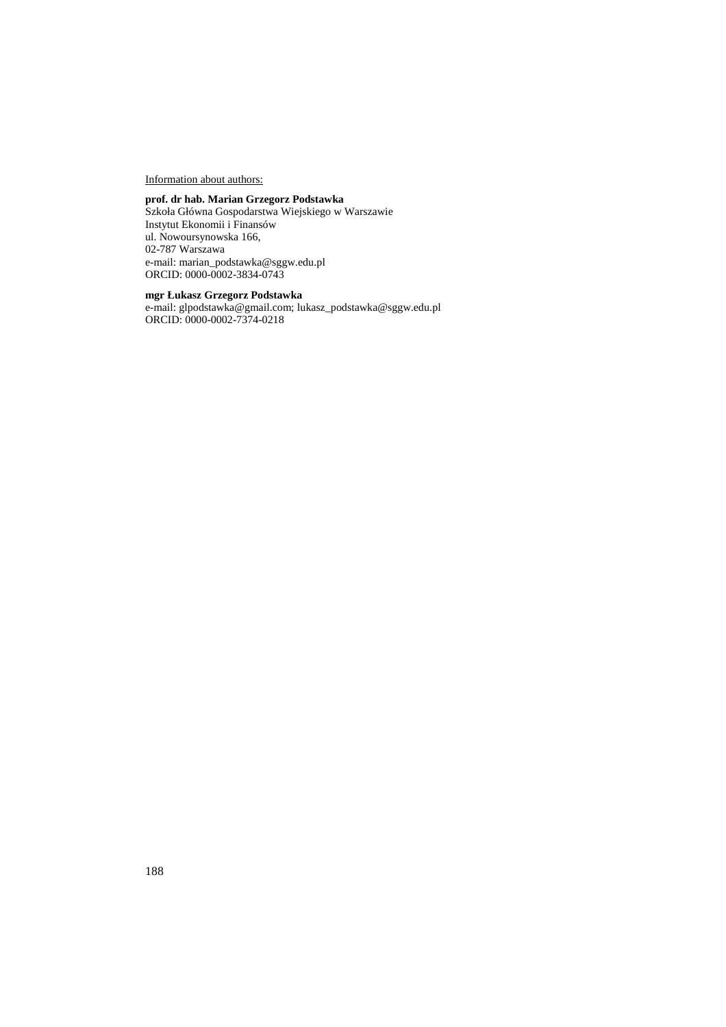Information about authors:

**prof. dr hab. Marian Grzegorz Podstawka**
Szkoła Główna Gospodarstwa Wiejskiego w Warszawie
Instytut Ekonomii i Finansów
ul. Nowoursynowska 166,
02-787 Warszawa
e-mail: marian_podstawka@sggw.edu.pl
ORCID: 0000-0002-3834-0743

**mgr Łukasz Grzegorz Podstawka**
e-mail: glpodstawka@gmail.com; lukasz_podstawka@sggw.edu.pl
ORCID: 0000-0002-7374-0218